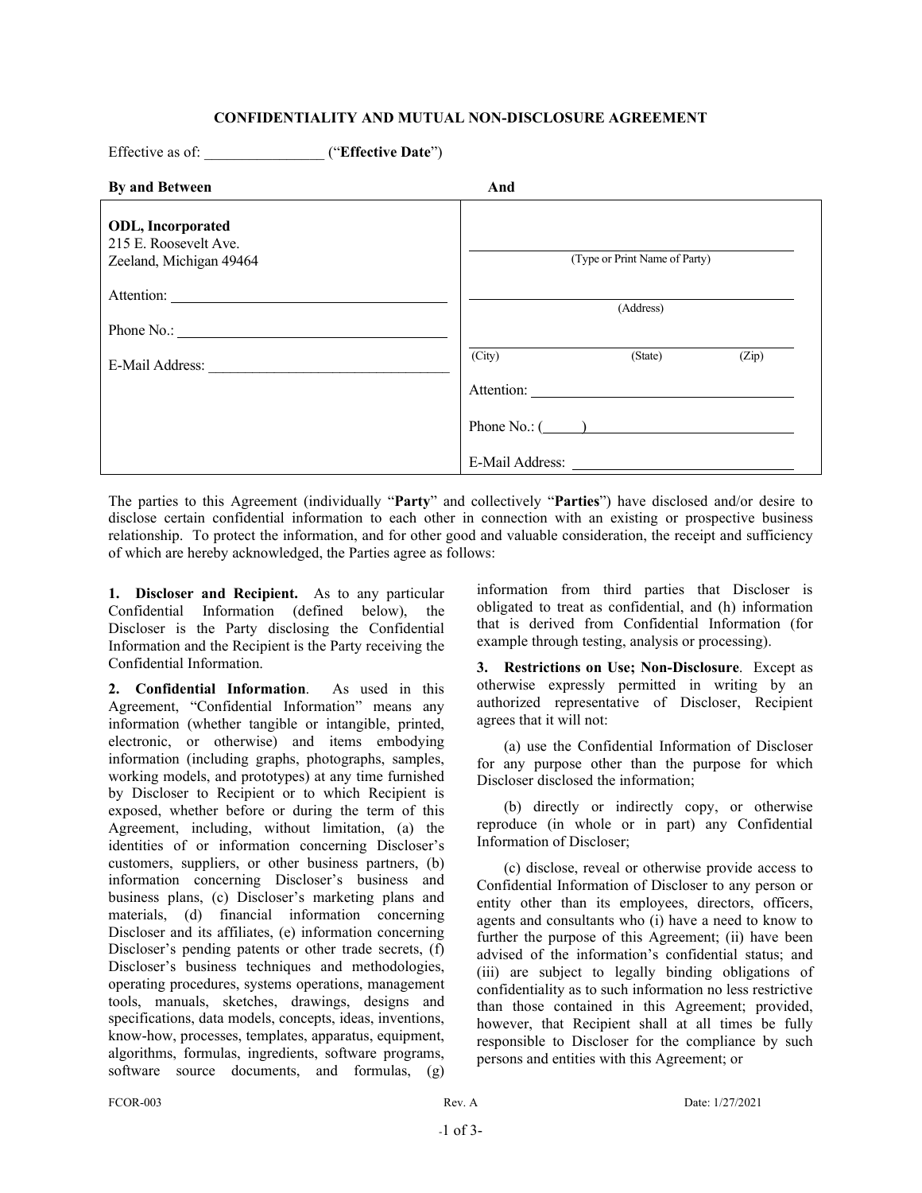# CONFIDENTIALITY AND MUTUAL NON-DISCLOSURE AGREEMENT

Effective as of: ________________ ("**Effective Date**")

| **By and Between** | **And** |
|---|---|
| **ODL, Incorporated**<br>215 E. Roosevelt Ave.<br>Zeeland, Michigan 49464 | ______________________________<br>(Type or Print Name of Party) |
| Attention: ______________________________ | ______________________________<br>(Address) |
| Phone No.: ______________________________ | ______________________________<br>(City) (State) (Zip) |
| E-Mail Address: ______________________________ | Attention: ______________________________ |
| | Phone No.: (______) ______________________________ |
| | E-Mail Address: ______________________________ |

The parties to this Agreement (individually "**Party**" and collectively "**Parties**") have disclosed and/or desire to disclose certain confidential information to each other in connection with an existing or prospective business relationship. To protect the information, and for other good and valuable consideration, the receipt and sufficiency of which are hereby acknowledged, the Parties agree as follows:

**1. Discloser and Recipient.** As to any particular Confidential Information (defined below), the Discloser is the Party disclosing the Confidential Information and the Recipient is the Party receiving the Confidential Information.

**2. Confidential Information**. As used in this Agreement, "Confidential Information" means any information (whether tangible or intangible, printed, electronic, or otherwise) and items embodying information (including graphs, photographs, samples, working models, and prototypes) at any time furnished by Discloser to Recipient or to which Recipient is exposed, whether before or during the term of this Agreement, including, without limitation, (a) the identities of or information concerning Discloser's customers, suppliers, or other business partners, (b) information concerning Discloser's business and business plans, (c) Discloser's marketing plans and materials, (d) financial information concerning Discloser and its affiliates, (e) information concerning Discloser's pending patents or other trade secrets, (f) Discloser's business techniques and methodologies, operating procedures, systems operations, management tools, manuals, sketches, drawings, designs and specifications, data models, concepts, ideas, inventions, know-how, processes, templates, apparatus, equipment, algorithms, formulas, ingredients, software programs, software source documents, and formulas, (g) information from third parties that Discloser is obligated to treat as confidential, and (h) information that is derived from Confidential Information (for example through testing, analysis or processing).

**3. Restrictions on Use; Non-Disclosure**. Except as otherwise expressly permitted in writing by an authorized representative of Discloser, Recipient agrees that it will not:

(a) use the Confidential Information of Discloser for any purpose other than the purpose for which Discloser disclosed the information;

(b) directly or indirectly copy, or otherwise reproduce (in whole or in part) any Confidential Information of Discloser;

(c) disclose, reveal or otherwise provide access to Confidential Information of Discloser to any person or entity other than its employees, directors, officers, agents and consultants who (i) have a need to know to further the purpose of this Agreement; (ii) have been advised of the information's confidential status; and (iii) are subject to legally binding obligations of confidentiality as to such information no less restrictive than those contained in this Agreement; provided, however, that Recipient shall at all times be fully responsible to Discloser for the compliance by such persons and entities with this Agreement; or

FCOR-003 Rev. A Date: 1/27/2021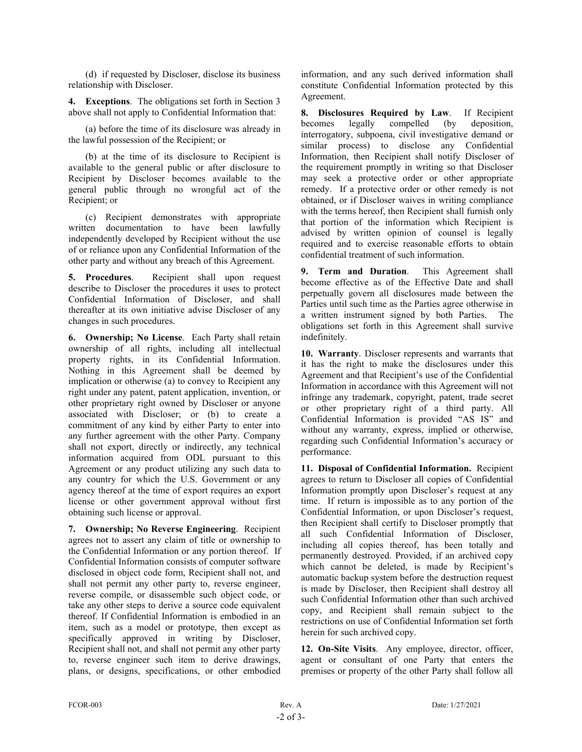(d) if requested by Discloser, disclose its business relationship with Discloser.

**4. Exceptions**. The obligations set forth in Section 3 above shall not apply to Confidential Information that:

(a) before the time of its disclosure was already in the lawful possession of the Recipient; or

(b) at the time of its disclosure to Recipient is available to the general public or after disclosure to Recipient by Discloser becomes available to the general public through no wrongful act of the Recipient; or

(c) Recipient demonstrates with appropriate written documentation to have been lawfully independently developed by Recipient without the use of or reliance upon any Confidential Information of the other party and without any breach of this Agreement.

**5. Procedures**. Recipient shall upon request describe to Discloser the procedures it uses to protect Confidential Information of Discloser, and shall thereafter at its own initiative advise Discloser of any changes in such procedures.

**6. Ownership; No License**. Each Party shall retain ownership of all rights, including all intellectual property rights, in its Confidential Information. Nothing in this Agreement shall be deemed by implication or otherwise (a) to convey to Recipient any right under any patent, patent application, invention, or other proprietary right owned by Discloser or anyone associated with Discloser; or (b) to create a commitment of any kind by either Party to enter into any further agreement with the other Party. Company shall not export, directly or indirectly, any technical information acquired from ODL pursuant to this Agreement or any product utilizing any such data to any country for which the U.S. Government or any agency thereof at the time of export requires an export license or other government approval without first obtaining such license or approval.

**7. Ownership; No Reverse Engineering**. Recipient agrees not to assert any claim of title or ownership to the Confidential Information or any portion thereof. If Confidential Information consists of computer software disclosed in object code form, Recipient shall not, and shall not permit any other party to, reverse engineer, reverse compile, or disassemble such object code, or take any other steps to derive a source code equivalent thereof. If Confidential Information is embodied in an item, such as a model or prototype, then except as specifically approved in writing by Discloser, Recipient shall not, and shall not permit any other party to, reverse engineer such item to derive drawings, plans, or designs, specifications, or other embodied information, and any such derived information shall constitute Confidential Information protected by this Agreement.

**8. Disclosures Required by Law**. If Recipient becomes legally compelled (by deposition, interrogatory, subpoena, civil investigative demand or similar process) to disclose any Confidential Information, then Recipient shall notify Discloser of the requirement promptly in writing so that Discloser may seek a protective order or other appropriate remedy. If a protective order or other remedy is not obtained, or if Discloser waives in writing compliance with the terms hereof, then Recipient shall furnish only that portion of the information which Recipient is advised by written opinion of counsel is legally required and to exercise reasonable efforts to obtain confidential treatment of such information.

**9. Term and Duration**. This Agreement shall become effective as of the Effective Date and shall perpetually govern all disclosures made between the Parties until such time as the Parties agree otherwise in a written instrument signed by both Parties. The obligations set forth in this Agreement shall survive indefinitely.

**10. Warranty**. Discloser represents and warrants that it has the right to make the disclosures under this Agreement and that Recipient's use of the Confidential Information in accordance with this Agreement will not infringe any trademark, copyright, patent, trade secret or other proprietary right of a third party. All Confidential Information is provided "AS IS" and without any warranty, express, implied or otherwise, regarding such Confidential Information's accuracy or performance.

**11. Disposal of Confidential Information.** Recipient agrees to return to Discloser all copies of Confidential Information promptly upon Discloser's request at any time. If return is impossible as to any portion of the Confidential Information, or upon Discloser's request, then Recipient shall certify to Discloser promptly that all such Confidential Information of Discloser, including all copies thereof, has been totally and permanently destroyed. Provided, if an archived copy which cannot be deleted, is made by Recipient's automatic backup system before the destruction request is made by Discloser, then Recipient shall destroy all such Confidential Information other than such archived copy, and Recipient shall remain subject to the restrictions on use of Confidential Information set forth herein for such archived copy.

**12. On-Site Visits**. Any employee, director, officer, agent or consultant of one Party that enters the premises or property of the other Party shall follow all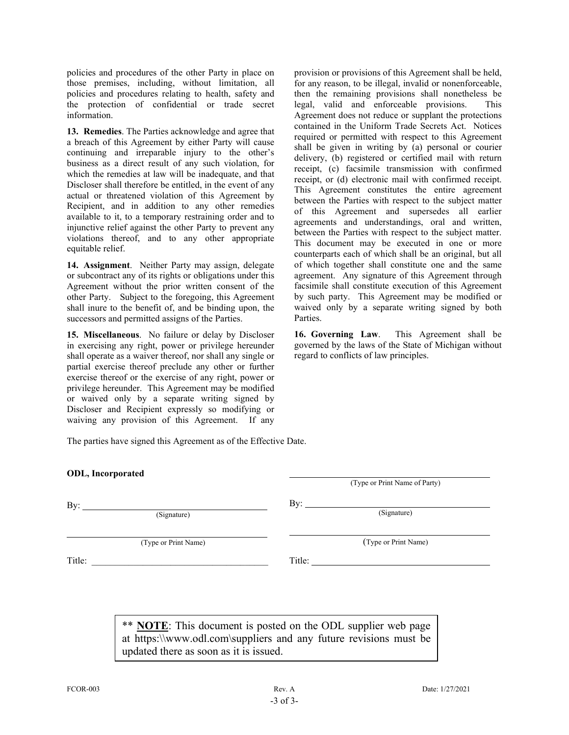policies and procedures of the other Party in place on those premises, including, without limitation, all policies and procedures relating to health, safety and the protection of confidential or trade secret information.

**13. Remedies**. The Parties acknowledge and agree that a breach of this Agreement by either Party will cause continuing and irreparable injury to the other's business as a direct result of any such violation, for which the remedies at law will be inadequate, and that Discloser shall therefore be entitled, in the event of any actual or threatened violation of this Agreement by Recipient, and in addition to any other remedies available to it, to a temporary restraining order and to injunctive relief against the other Party to prevent any violations thereof, and to any other appropriate equitable relief.

**14. Assignment**. Neither Party may assign, delegate or subcontract any of its rights or obligations under this Agreement without the prior written consent of the other Party. Subject to the foregoing, this Agreement shall inure to the benefit of, and be binding upon, the successors and permitted assigns of the Parties.

**15. Miscellaneous**. No failure or delay by Discloser in exercising any right, power or privilege hereunder shall operate as a waiver thereof, nor shall any single or partial exercise thereof preclude any other or further exercise thereof or the exercise of any right, power or privilege hereunder. This Agreement may be modified or waived only by a separate writing signed by Discloser and Recipient expressly so modifying or waiving any provision of this Agreement. If any provision or provisions of this Agreement shall be held, for any reason, to be illegal, invalid or nonenforceable, then the remaining provisions shall nonetheless be legal, valid and enforceable provisions. This Agreement does not reduce or supplant the protections contained in the Uniform Trade Secrets Act. Notices required or permitted with respect to this Agreement shall be given in writing by (a) personal or courier delivery, (b) registered or certified mail with return receipt, (c) facsimile transmission with confirmed receipt, or (d) electronic mail with confirmed receipt. This Agreement constitutes the entire agreement between the Parties with respect to the subject matter of this Agreement and supersedes all earlier agreements and understandings, oral and written, between the Parties with respect to the subject matter. This document may be executed in one or more counterparts each of which shall be an original, but all of which together shall constitute one and the same agreement. Any signature of this Agreement through facsimile shall constitute execution of this Agreement by such party. This Agreement may be modified or waived only by a separate writing signed by both Parties.

**16. Governing Law**. This Agreement shall be governed by the laws of the State of Michigan without regard to conflicts of law principles.

The parties have signed this Agreement as of the Effective Date.

**ODL, Incorporated**

By: ______________________________
(Signature)

______________________________
(Type or Print Name)

Title: ______________________________

______________________________
(Type or Print Name of Party)

By: ______________________________
(Signature)

______________________________
(Type or Print Name)

Title: ______________________________

** **NOTE**: This document is posted on the ODL supplier web page at https:\\www.odl.com\suppliers and any future revisions must be updated there as soon as it is issued.

FCOR-003 Rev. A Date: 1/27/2021